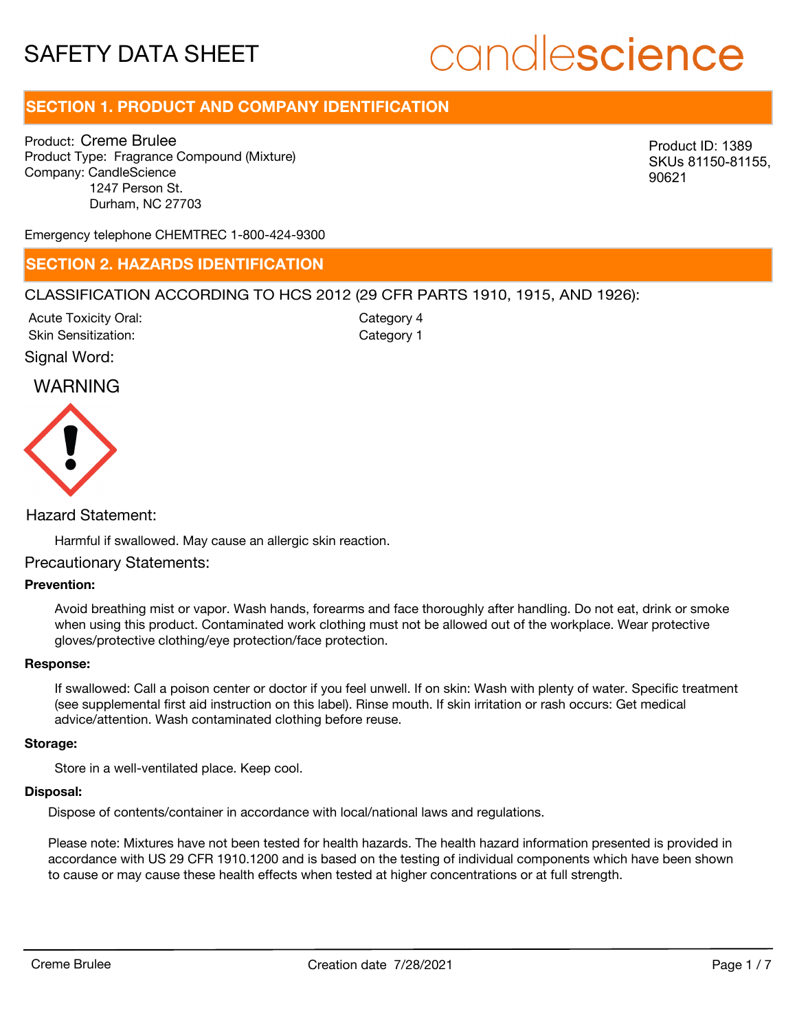# SAFETY DATA SHEET

candlescience

## SECTION 1. PRODUCT AND COMPANY IDENTIFICATION

Product: Creme Brulee
Product Type: Fragrance Compound (Mixture)
Company: CandleScience
1247 Person St.
Durham, NC 27703

Product ID: 1389
SKUs 81150-81155, 90621

Emergency telephone CHEMTREC 1-800-424-9300

## SECTION 2. HAZARDS IDENTIFICATION

CLASSIFICATION ACCORDING TO HCS 2012 (29 CFR PARTS 1910, 1915, AND 1926):

| | |
|---|---|
| Acute Toxicity Oral: | Category 4 |
| Skin Sensitization: | Category 1 |

Signal Word:

WARNING

Hazard Statement:

Harmful if swallowed. May cause an allergic skin reaction.

Precautionary Statements:

**Prevention:**

Avoid breathing mist or vapor. Wash hands, forearms and face thoroughly after handling. Do not eat, drink or smoke when using this product. Contaminated work clothing must not be allowed out of the workplace. Wear protective gloves/protective clothing/eye protection/face protection.

**Response:**

If swallowed: Call a poison center or doctor if you feel unwell. If on skin: Wash with plenty of water. Specific treatment (see supplemental first aid instruction on this label). Rinse mouth. If skin irritation or rash occurs: Get medical advice/attention. Wash contaminated clothing before reuse.

**Storage:**

Store in a well-ventilated place. Keep cool.

**Disposal:**

Dispose of contents/container in accordance with local/national laws and regulations.

Please note: Mixtures have not been tested for health hazards. The health hazard information presented is provided in accordance with US 29 CFR 1910.1200 and is based on the testing of individual components which have been shown to cause or may cause these health effects when tested at higher concentrations or at full strength.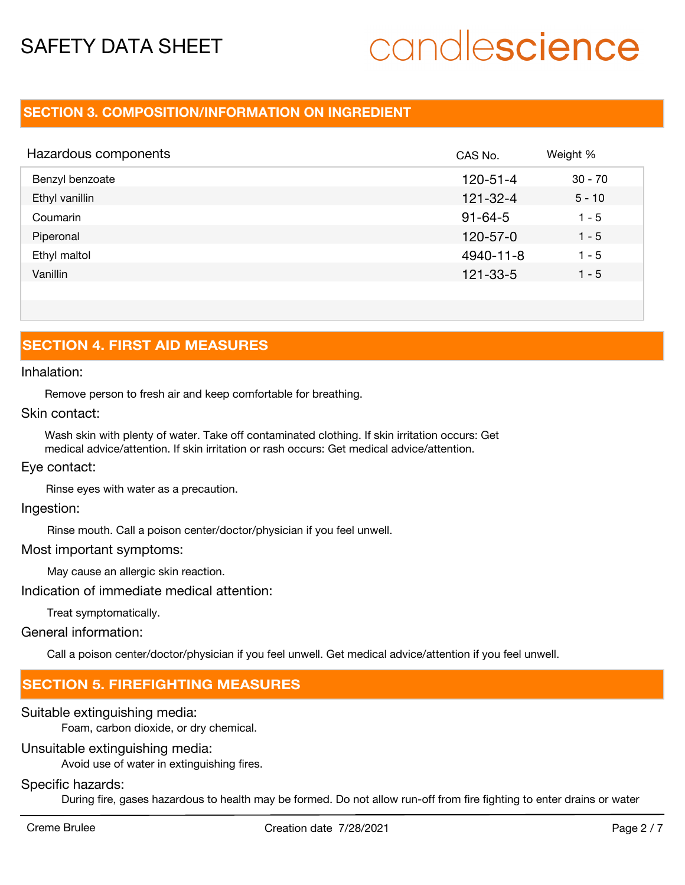## SECTION 3. COMPOSITION/INFORMATION ON INGREDIENT

| Hazardous components | CAS No. | Weight % |
|---|---|---|
| Benzyl benzoate | 120-51-4 | 30 - 70 |
| Ethyl vanillin | 121-32-4 | 5 - 10 |
| Coumarin | 91-64-5 | 1 - 5 |
| Piperonal | 120-57-0 | 1 - 5 |
| Ethyl maltol | 4940-11-8 | 1 - 5 |
| Vanillin | 121-33-5 | 1 - 5 |

## SECTION 4. FIRST AID MEASURES

Inhalation:

Remove person to fresh air and keep comfortable for breathing.

Skin contact:

Wash skin with plenty of water. Take off contaminated clothing. If skin irritation occurs: Get medical advice/attention. If skin irritation or rash occurs: Get medical advice/attention.

Eye contact:

Rinse eyes with water as a precaution.

Ingestion:

Rinse mouth. Call a poison center/doctor/physician if you feel unwell.

Most important symptoms:

May cause an allergic skin reaction.

Indication of immediate medical attention:

Treat symptomatically.

General information:

Call a poison center/doctor/physician if you feel unwell. Get medical advice/attention if you feel unwell.

## SECTION 5. FIREFIGHTING MEASURES

Suitable extinguishing media:

Foam, carbon dioxide, or dry chemical.

Unsuitable extinguishing media:

Avoid use of water in extinguishing fires.

Specific hazards:

During fire, gases hazardous to health may be formed. Do not allow run-off from fire fighting to enter drains or water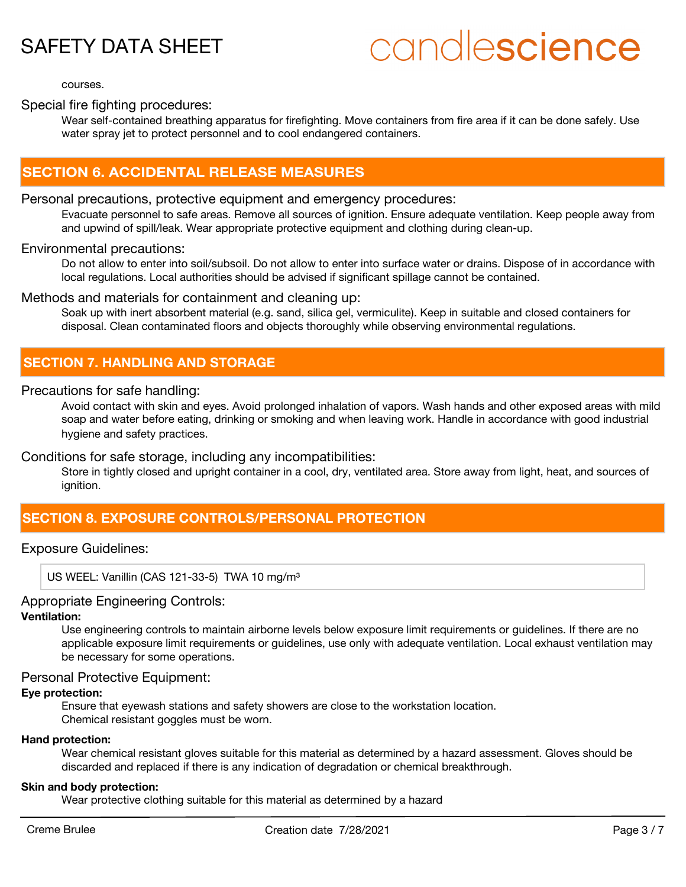courses.

### Special fire fighting procedures:

Wear self-contained breathing apparatus for firefighting. Move containers from fire area if it can be done safely. Use water spray jet to protect personnel and to cool endangered containers.

## SECTION 6. ACCIDENTAL RELEASE MEASURES

### Personal precautions, protective equipment and emergency procedures:

Evacuate personnel to safe areas. Remove all sources of ignition. Ensure adequate ventilation. Keep people away from and upwind of spill/leak. Wear appropriate protective equipment and clothing during clean-up.

### Environmental precautions:

Do not allow to enter into soil/subsoil. Do not allow to enter into surface water or drains. Dispose of in accordance with local regulations. Local authorities should be advised if significant spillage cannot be contained.

### Methods and materials for containment and cleaning up:

Soak up with inert absorbent material (e.g. sand, silica gel, vermiculite). Keep in suitable and closed containers for disposal. Clean contaminated floors and objects thoroughly while observing environmental regulations.

## SECTION 7. HANDLING AND STORAGE

### Precautions for safe handling:

Avoid contact with skin and eyes. Avoid prolonged inhalation of vapors. Wash hands and other exposed areas with mild soap and water before eating, drinking or smoking and when leaving work. Handle in accordance with good industrial hygiene and safety practices.

### Conditions for safe storage, including any incompatibilities:

Store in tightly closed and upright container in a cool, dry, ventilated area. Store away from light, heat, and sources of ignition.

## SECTION 8. EXPOSURE CONTROLS/PERSONAL PROTECTION

### Exposure Guidelines:

| US WEEL: Vanillin (CAS 121-33-5) TWA 10 mg/m³ |
|---|

### Appropriate Engineering Controls:

**Ventilation:**

Use engineering controls to maintain airborne levels below exposure limit requirements or guidelines. If there are no applicable exposure limit requirements or guidelines, use only with adequate ventilation. Local exhaust ventilation may be necessary for some operations.

### Personal Protective Equipment:

**Eye protection:**

Ensure that eyewash stations and safety showers are close to the workstation location.
Chemical resistant goggles must be worn.

**Hand protection:**

Wear chemical resistant gloves suitable for this material as determined by a hazard assessment. Gloves should be discarded and replaced if there is any indication of degradation or chemical breakthrough.

**Skin and body protection:**

Wear protective clothing suitable for this material as determined by a hazard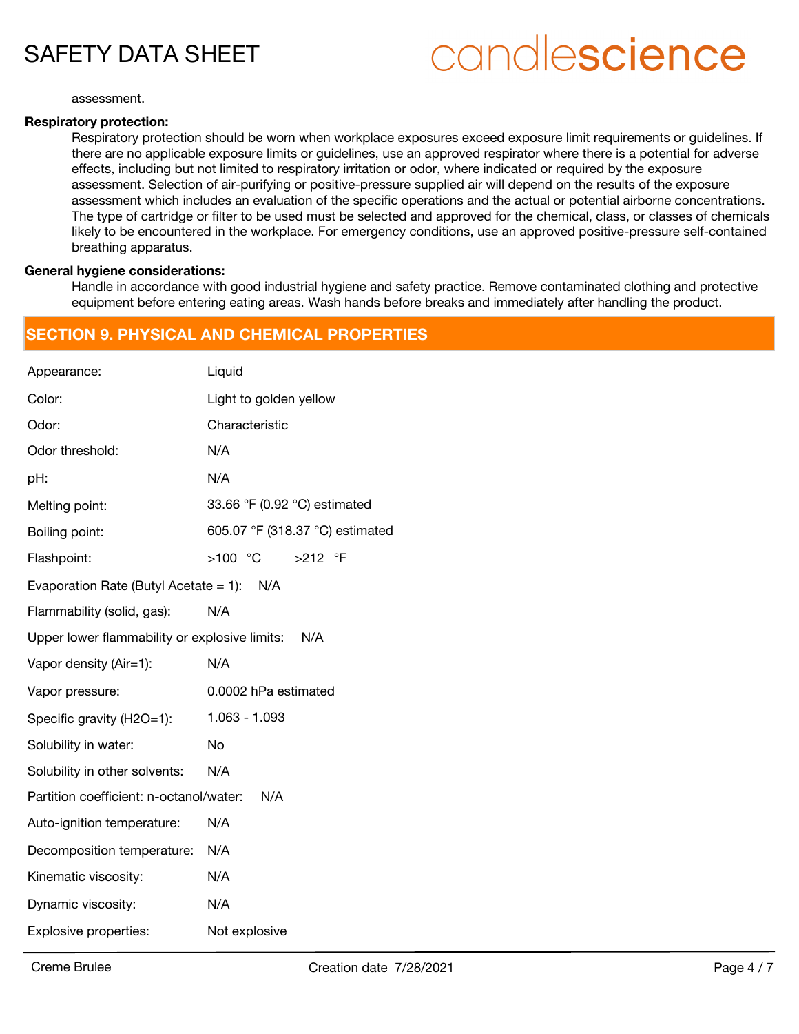assessment.

**Respiratory protection:**

Respiratory protection should be worn when workplace exposures exceed exposure limit requirements or guidelines. If there are no applicable exposure limits or guidelines, use an approved respirator where there is a potential for adverse effects, including but not limited to respiratory irritation or odor, where indicated or required by the exposure assessment. Selection of air-purifying or positive-pressure supplied air will depend on the results of the exposure assessment which includes an evaluation of the specific operations and the actual or potential airborne concentrations. The type of cartridge or filter to be used must be selected and approved for the chemical, class, or classes of chemicals likely to be encountered in the workplace. For emergency conditions, use an approved positive-pressure self-contained breathing apparatus.

**General hygiene considerations:**

Handle in accordance with good industrial hygiene and safety practice. Remove contaminated clothing and protective equipment before entering eating areas. Wash hands before breaks and immediately after handling the product.

## SECTION 9. PHYSICAL AND CHEMICAL PROPERTIES

| Property | Value |
|---|---|
| Appearance: | Liquid |
| Color: | Light to golden yellow |
| Odor: | Characteristic |
| Odor threshold: | N/A |
| pH: | N/A |
| Melting point: | 33.66 °F (0.92 °C) estimated |
| Boiling point: | 605.07 °F (318.37 °C) estimated |
| Flashpoint: | >100 °C >212 °F |
| Evaporation Rate (Butyl Acetate = 1): | N/A |
| Flammability (solid, gas): | N/A |
| Upper lower flammability or explosive limits: | N/A |
| Vapor density (Air=1): | N/A |
| Vapor pressure: | 0.0002 hPa estimated |
| Specific gravity (H2O=1): | 1.063 - 1.093 |
| Solubility in water: | No |
| Solubility in other solvents: | N/A |
| Partition coefficient: n-octanol/water: | N/A |
| Auto-ignition temperature: | N/A |
| Decomposition temperature: | N/A |
| Kinematic viscosity: | N/A |
| Dynamic viscosity: | N/A |
| Explosive properties: | Not explosive |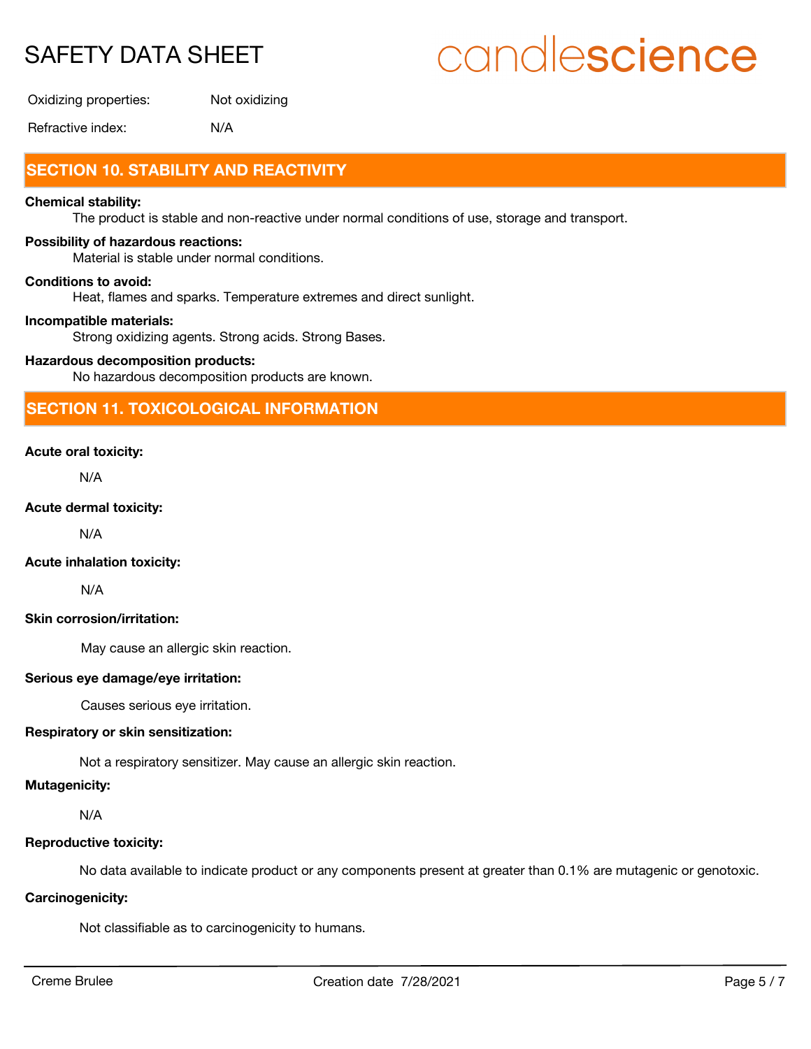Oxidizing properties: Not oxidizing

Refractive index: N/A

## SECTION 10. STABILITY AND REACTIVITY

**Chemical stability:**

The product is stable and non-reactive under normal conditions of use, storage and transport.

**Possibility of hazardous reactions:**

Material is stable under normal conditions.

**Conditions to avoid:**

Heat, flames and sparks. Temperature extremes and direct sunlight.

**Incompatible materials:**

Strong oxidizing agents. Strong acids. Strong Bases.

**Hazardous decomposition products:**

No hazardous decomposition products are known.

## SECTION 11. TOXICOLOGICAL INFORMATION

**Acute oral toxicity:**

N/A

**Acute dermal toxicity:**

N/A

**Acute inhalation toxicity:**

N/A

**Skin corrosion/irritation:**

May cause an allergic skin reaction.

**Serious eye damage/eye irritation:**

Causes serious eye irritation.

**Respiratory or skin sensitization:**

Not a respiratory sensitizer. May cause an allergic skin reaction.

**Mutagenicity:**

N/A

**Reproductive toxicity:**

No data available to indicate product or any components present at greater than 0.1% are mutagenic or genotoxic.

**Carcinogenicity:**

Not classifiable as to carcinogenicity to humans.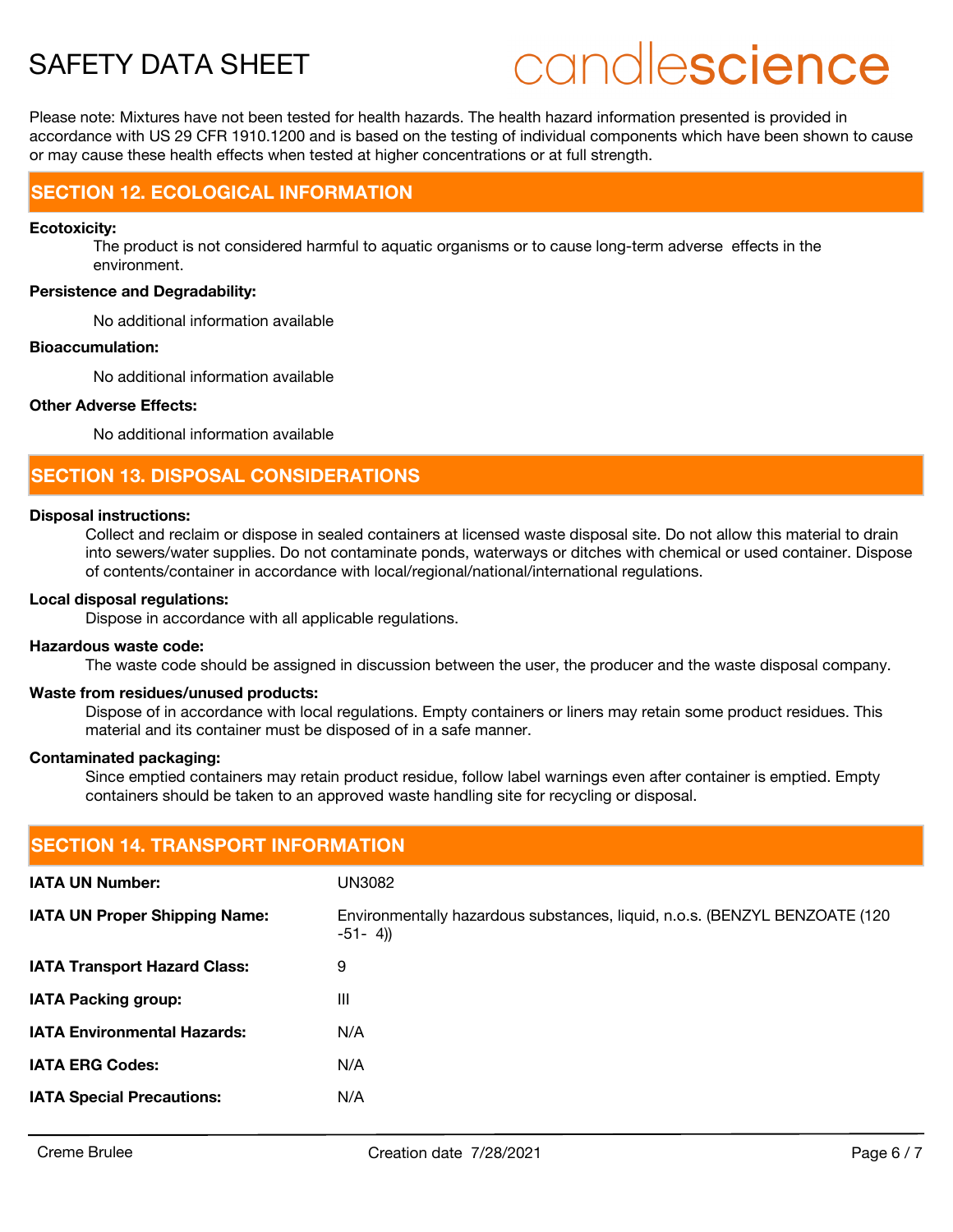Please note: Mixtures have not been tested for health hazards. The health hazard information presented is provided in accordance with US 29 CFR 1910.1200 and is based on the testing of individual components which have been shown to cause or may cause these health effects when tested at higher concentrations or at full strength.

## SECTION 12. ECOLOGICAL INFORMATION

**Ecotoxicity:**

The product is not considered harmful to aquatic organisms or to cause long-term adverse effects in the environment.

**Persistence and Degradability:**

No additional information available

**Bioaccumulation:**

No additional information available

**Other Adverse Effects:**

No additional information available

## SECTION 13. DISPOSAL CONSIDERATIONS

**Disposal instructions:**

Collect and reclaim or dispose in sealed containers at licensed waste disposal site. Do not allow this material to drain into sewers/water supplies. Do not contaminate ponds, waterways or ditches with chemical or used container. Dispose of contents/container in accordance with local/regional/national/international regulations.

**Local disposal regulations:**

Dispose in accordance with all applicable regulations.

**Hazardous waste code:**

The waste code should be assigned in discussion between the user, the producer and the waste disposal company.

**Waste from residues/unused products:**

Dispose of in accordance with local regulations. Empty containers or liners may retain some product residues. This material and its container must be disposed of in a safe manner.

**Contaminated packaging:**

Since emptied containers may retain product residue, follow label warnings even after container is emptied. Empty containers should be taken to an approved waste handling site for recycling or disposal.

## SECTION 14. TRANSPORT INFORMATION

| | |
|---|---|
| **IATA UN Number:** | UN3082 |
| **IATA UN Proper Shipping Name:** | Environmentally hazardous substances, liquid, n.o.s. (BENZYL BENZOATE (120-51- 4)) |
| **IATA Transport Hazard Class:** | 9 |
| **IATA Packing group:** | III |
| **IATA Environmental Hazards:** | N/A |
| **IATA ERG Codes:** | N/A |
| **IATA Special Precautions:** | N/A |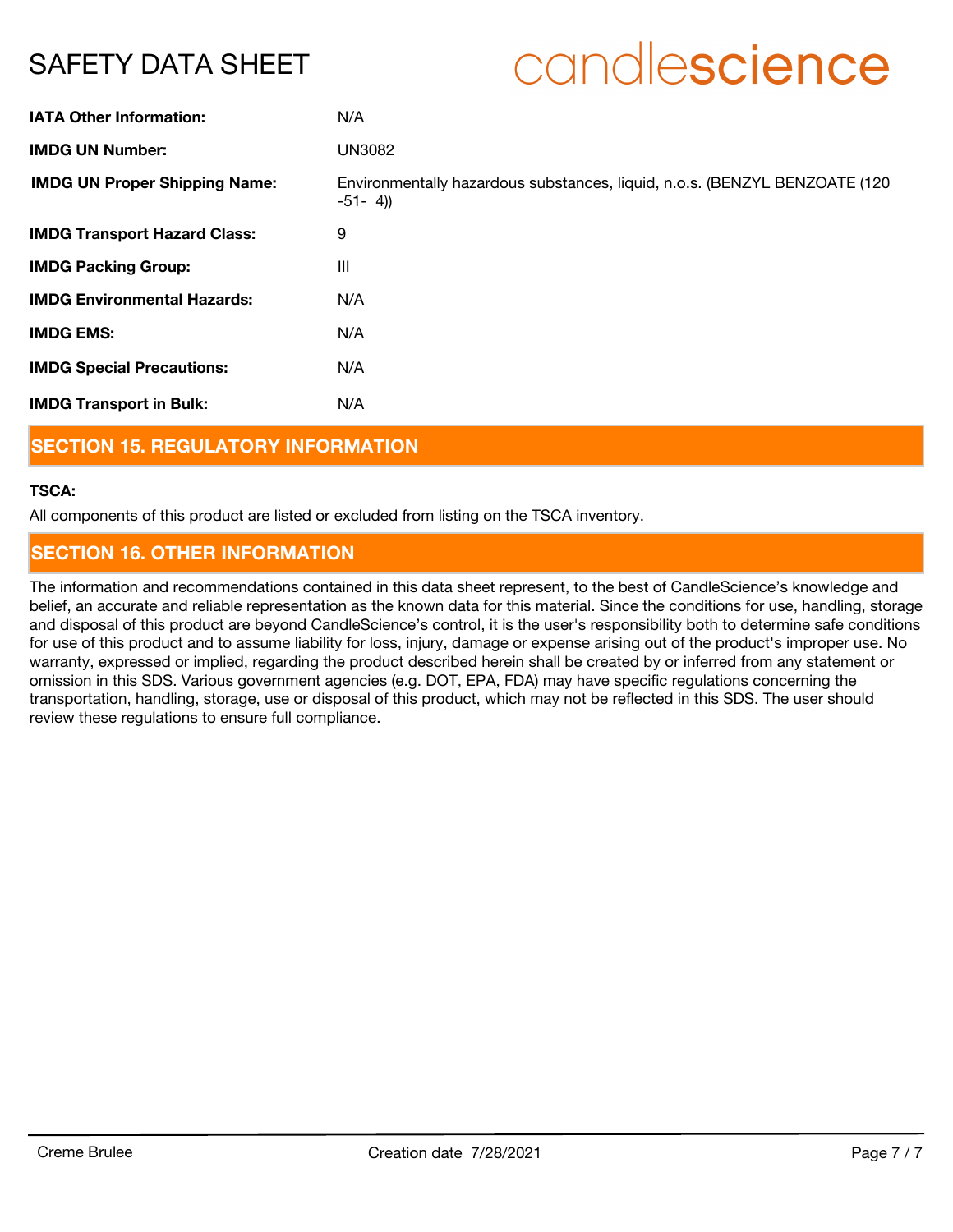| | |
|---|---|
| **IATA Other Information:** | N/A |
| **IMDG UN Number:** | UN3082 |
| **IMDG UN Proper Shipping Name:** | Environmentally hazardous substances, liquid, n.o.s. (BENZYL BENZOATE (120 -51- 4)) |
| **IMDG Transport Hazard Class:** | 9 |
| **IMDG Packing Group:** | III |
| **IMDG Environmental Hazards:** | N/A |
| **IMDG EMS:** | N/A |
| **IMDG Special Precautions:** | N/A |
| **IMDG Transport in Bulk:** | N/A |

## SECTION 15. REGULATORY INFORMATION

**TSCA:**

All components of this product are listed or excluded from listing on the TSCA inventory.

## SECTION 16. OTHER INFORMATION

The information and recommendations contained in this data sheet represent, to the best of CandleScience's knowledge and belief, an accurate and reliable representation as the known data for this material. Since the conditions for use, handling, storage and disposal of this product are beyond CandleScience's control, it is the user's responsibility both to determine safe conditions for use of this product and to assume liability for loss, injury, damage or expense arising out of the product's improper use. No warranty, expressed or implied, regarding the product described herein shall be created by or inferred from any statement or omission in this SDS. Various government agencies (e.g. DOT, EPA, FDA) may have specific regulations concerning the transportation, handling, storage, use or disposal of this product, which may not be reflected in this SDS. The user should review these regulations to ensure full compliance.